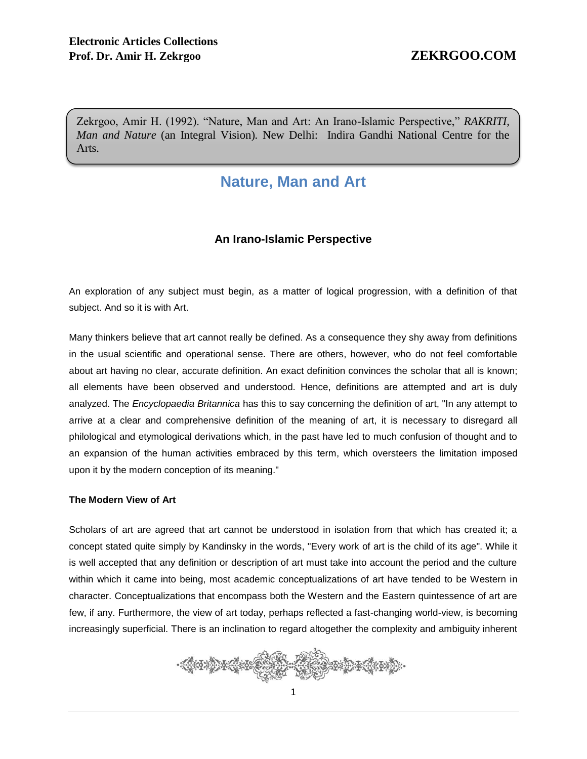Zekrgoo, Amir H. (1992). "Nature, Man and Art: An Irano-Islamic Perspective," *RAKRITI, Man and Nature* (an Integral Vision). New Delhi: Indira Gandhi National Centre for the Arts.

# Nature, Man and Art

## An Irano-Islamic Perspective

An exploration of any subject must begin, as a matter of logical progression, with a definition of that subject. And so it is with Art.

Many thinkers believe that art cannot really be defined. As a consequence they shy away from definitions in the usual scientific and operational sense. There are others, however, who do not feel comfortable about art having no clear, accurate definition. An exact definition convinces the scholar that all is known; all elements have been observed and understood. Hence, definitions are attempted and art is duly analyzed. The *Encyclopaedia Britannica* has this to say concerning the definition of art, "In any attempt to arrive at a clear and comprehensive definition of the meaning of art, it is necessary to disregard all philological and etymological derivations which, in the past have led to much confusion of thought and to an expansion of the human activities embraced by this term, which oversteers the limitation imposed upon it by the modern conception of its meaning."

### The Modern View of Art

Scholars of art are agreed that art cannot be understood in isolation from that which has created it; a concept stated quite simply by Kandinsky in the words, "Every work of art is the child of its age". While it is well accepted that any definition or description of art must take into account the period and the culture within which it came into being, most academic conceptualizations of art have tended to be Western in character. Conceptualizations that encompass both the Western and the Eastern quintessence of art are few, if any. Furthermore, the view of art today, perhaps reflected a fast-changing world-view, is becoming increasingly superficial. There is an inclination to regard altogether the complexity and ambiguity inherent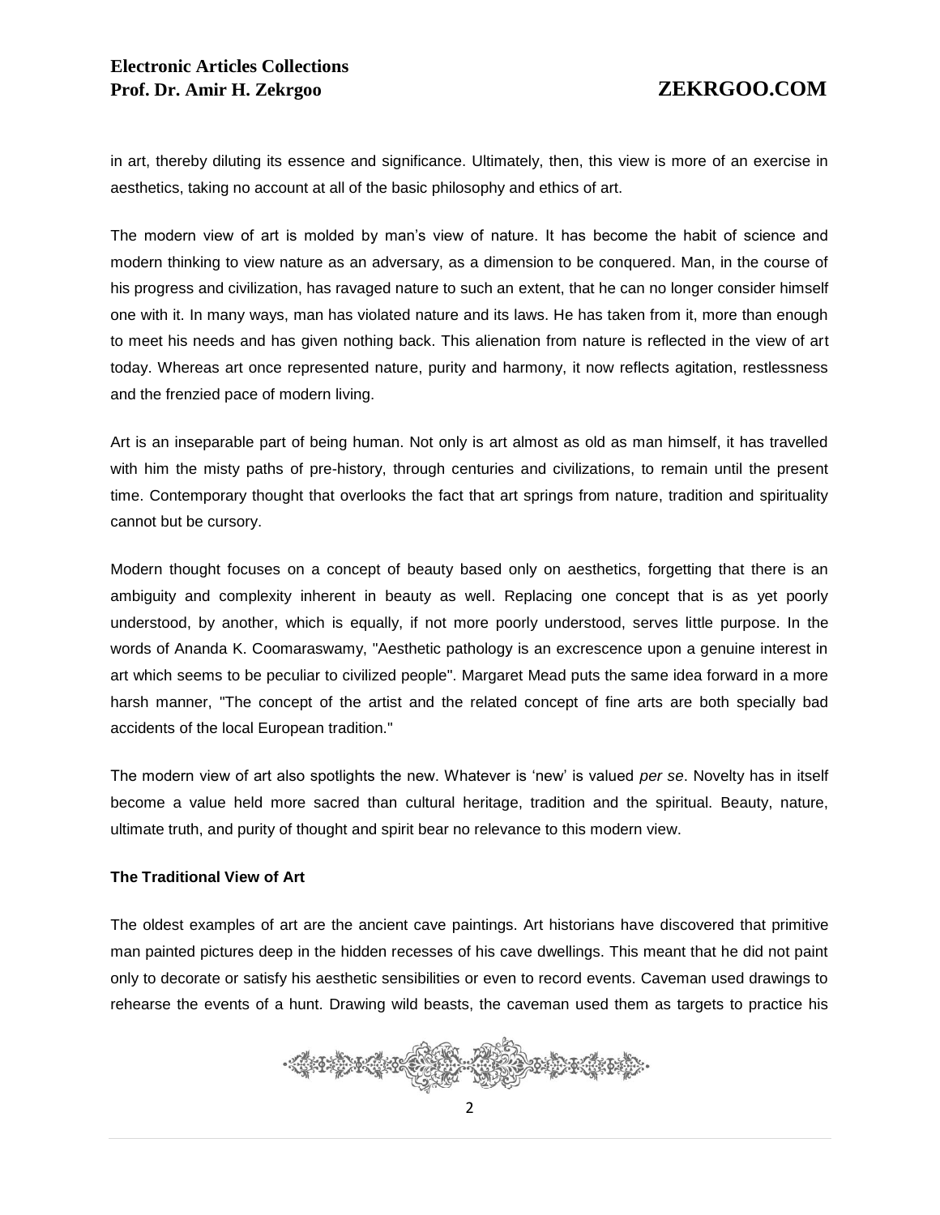in art, thereby diluting its essence and significance. Ultimately, then, this view is more of an exercise in aesthetics, taking no account at all of the basic philosophy and ethics of art.

The modern view of art is molded by man's view of nature. It has become the habit of science and modern thinking to view nature as an adversary, as a dimension to be conquered. Man, in the course of his progress and civilization, has ravaged nature to such an extent, that he can no longer consider himself one with it. In many ways, man has violated nature and its laws. He has taken from it, more than enough to meet his needs and has given nothing back. This alienation from nature is reflected in the view of art today. Whereas art once represented nature, purity and harmony, it now reflects agitation, restlessness and the frenzied pace of modern living.

Art is an inseparable part of being human. Not only is art almost as old as man himself, it has travelled with him the misty paths of pre-history, through centuries and civilizations, to remain until the present time. Contemporary thought that overlooks the fact that art springs from nature, tradition and spirituality cannot but be cursory.

Modern thought focuses on a concept of beauty based only on aesthetics, forgetting that there is an ambiguity and complexity inherent in beauty as well. Replacing one concept that is as yet poorly understood, by another, which is equally, if not more poorly understood, serves little purpose. In the words of Ananda K. Coomaraswamy, "Aesthetic pathology is an excrescence upon a genuine interest in art which seems to be peculiar to civilized people". Margaret Mead puts the same idea forward in a more harsh manner, "The concept of the artist and the related concept of fine arts are both specially bad accidents of the local European tradition."

The modern view of art also spotlights the new. Whatever is 'new' is valued *per se*. Novelty has in itself become a value held more sacred than cultural heritage, tradition and the spiritual. Beauty, nature, ultimate truth, and purity of thought and spirit bear no relevance to this modern view.

**The Traditional View of Art**

The oldest examples of art are the ancient cave paintings. Art historians have discovered that primitive man painted pictures deep in the hidden recesses of his cave dwellings. This meant that he did not paint only to decorate or satisfy his aesthetic sensibilities or even to record events. Caveman used drawings to rehearse the events of a hunt. Drawing wild beasts, the caveman used them as targets to practice his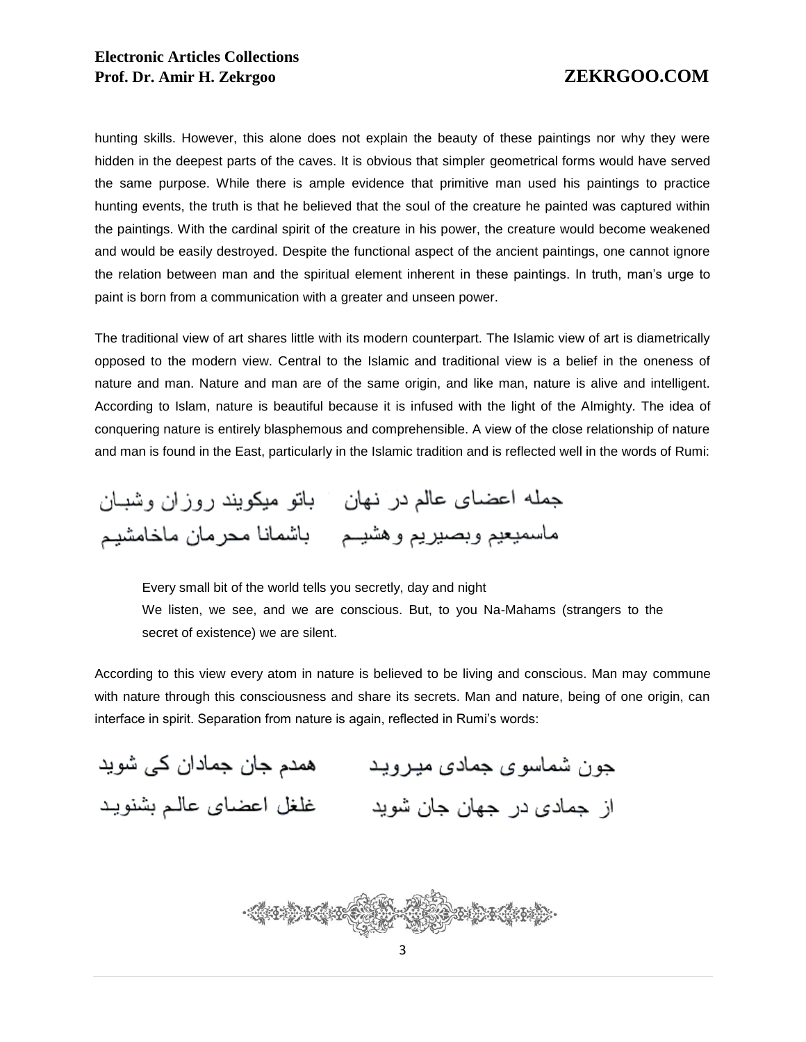hunting skills. However, this alone does not explain the beauty of these paintings nor why they were hidden in the deepest parts of the caves. It is obvious that simpler geometrical forms would have served the same purpose. While there is ample evidence that primitive man used his paintings to practice hunting events, the truth is that he believed that the soul of the creature he painted was captured within the paintings. With the cardinal spirit of the creature in his power, the creature would become weakened and would be easily destroyed. Despite the functional aspect of the ancient paintings, one cannot ignore the relation between man and the spiritual element inherent in these paintings. In truth, man's urge to paint is born from a communication with a greater and unseen power.

The traditional view of art shares little with its modern counterpart. The Islamic view of art is diametrically opposed to the modern view. Central to the Islamic and traditional view is a belief in the oneness of nature and man. Nature and man are of the same origin, and like man, nature is alive and intelligent. According to Islam, nature is beautiful because it is infused with the light of the Almighty. The idea of conquering nature is entirely blasphemous and comprehensible. A view of the close relationship of nature and man is found in the East, particularly in the Islamic tradition and is reflected well in the words of Rumi:

جمله اعضای عالم در نهان    باتو میکویند روزان وشبان
ماسمیعیم وبصیریم وهشیم    باشمانا محرمان ماخامشیم

> Every small bit of the world tells you secretly, day and night
> We listen, we see, and we are conscious. But, to you Na-Mahams (strangers to the secret of existence) we are silent.

According to this view every atom in nature is believed to be living and conscious. Man may commune with nature through this consciousness and share its secrets. Man and nature, being of one origin, can interface in spirit. Separation from nature is again, reflected in Rumi's words:

جون شماسوی جمادی میروید    همدم جان جمادان کی شوید
از جمادی در جهان جان شوید    غلغل اعضای عالم بشنوید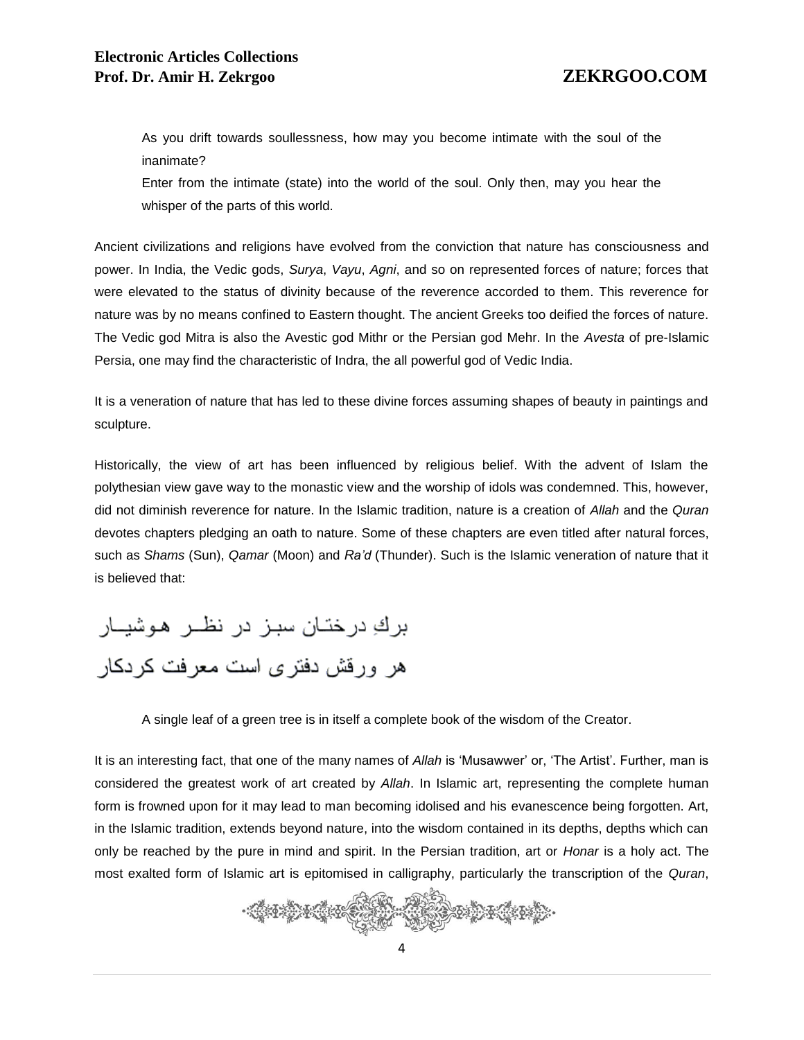As you drift towards soullessness, how may you become intimate with the soul of the inanimate?

Enter from the intimate (state) into the world of the soul. Only then, may you hear the whisper of the parts of this world.

Ancient civilizations and religions have evolved from the conviction that nature has consciousness and power. In India, the Vedic gods, *Surya*, *Vayu*, *Agni*, and so on represented forces of nature; forces that were elevated to the status of divinity because of the reverence accorded to them. This reverence for nature was by no means confined to Eastern thought. The ancient Greeks too deified the forces of nature. The Vedic god Mitra is also the Avestic god Mithr or the Persian god Mehr. In the *Avesta* of pre-Islamic Persia, one may find the characteristic of Indra, the all powerful god of Vedic India.

It is a veneration of nature that has led to these divine forces assuming shapes of beauty in paintings and sculpture.

Historically, the view of art has been influenced by religious belief. With the advent of Islam the polythesian view gave way to the monastic view and the worship of idols was condemned. This, however, did not diminish reverence for nature. In the Islamic tradition, nature is a creation of *Allah* and the *Quran* devotes chapters pledging an oath to nature. Some of these chapters are even titled after natural forces, such as *Shams* (Sun), *Qamar* (Moon) and *Ra'd* (Thunder). Such is the Islamic veneration of nature that it is believed that:

برگِ درختان سبز در نظر هوشیار
هر ورقش دفتری است معرفت کردگار

A single leaf of a green tree is in itself a complete book of the wisdom of the Creator.

It is an interesting fact, that one of the many names of *Allah* is 'Musawwer' or, 'The Artist'. Further, man is considered the greatest work of art created by *Allah*. In Islamic art, representing the complete human form is frowned upon for it may lead to man becoming idolised and his evanescence being forgotten. Art, in the Islamic tradition, extends beyond nature, into the wisdom contained in its depths, depths which can only be reached by the pure in mind and spirit. In the Persian tradition, art or *Honar* is a holy act. The most exalted form of Islamic art is epitomised in calligraphy, particularly the transcription of the *Quran*,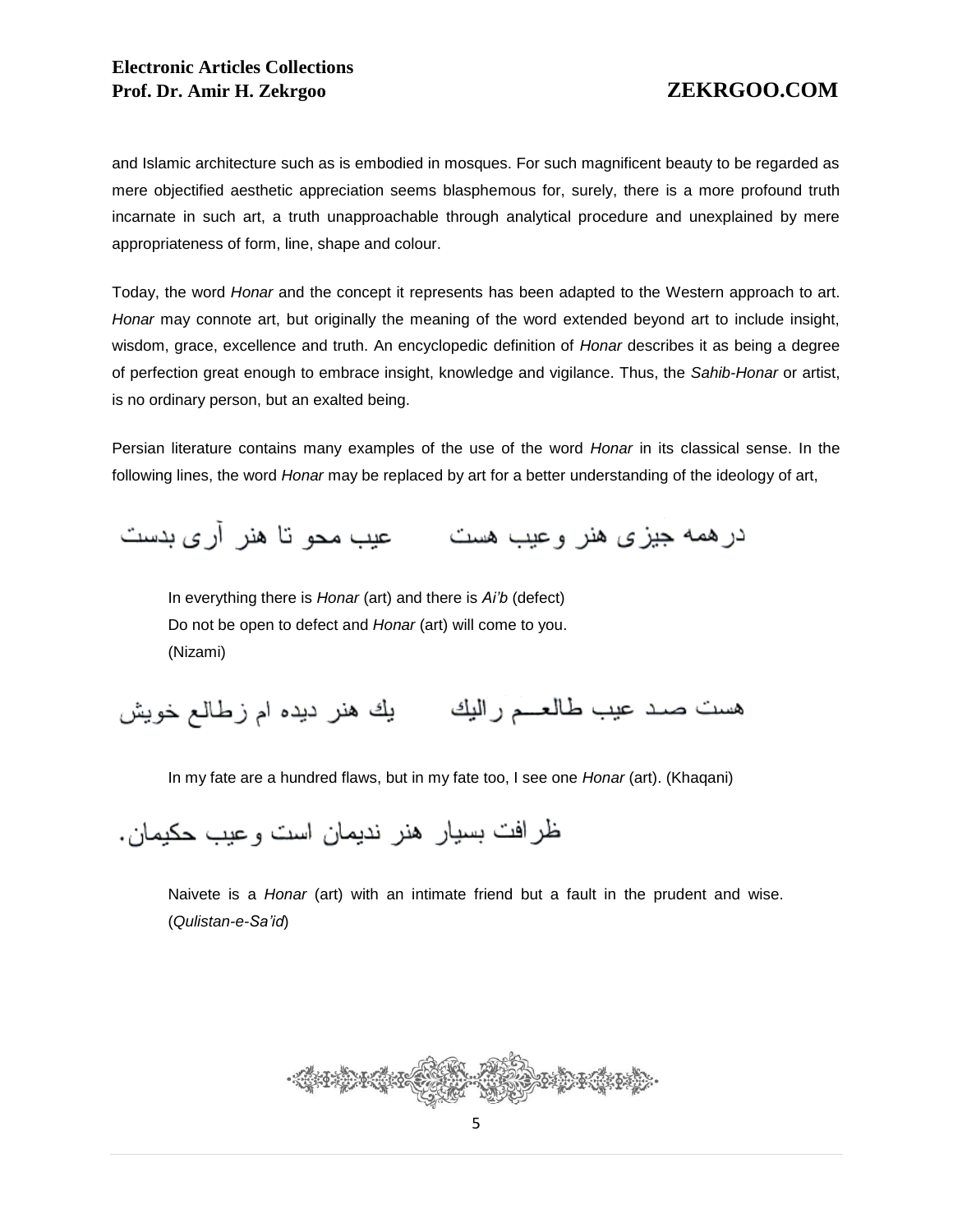and Islamic architecture such as is embodied in mosques. For such magnificent beauty to be regarded as mere objectified aesthetic appreciation seems blasphemous for, surely, there is a more profound truth incarnate in such art, a truth unapproachable through analytical procedure and unexplained by mere appropriateness of form, line, shape and colour.

Today, the word *Honar* and the concept it represents has been adapted to the Western approach to art. *Honar* may connote art, but originally the meaning of the word extended beyond art to include insight, wisdom, grace, excellence and truth. An encyclopedic definition of *Honar* describes it as being a degree of perfection great enough to embrace insight, knowledge and vigilance. Thus, the *Sahib-Honar* or artist, is no ordinary person, but an exalted being.

Persian literature contains many examples of the use of the word *Honar* in its classical sense. In the following lines, the word *Honar* may be replaced by art for a better understanding of the ideology of art,

درهمه جیزی هنر وعیب هست    عیب محو تا هنر آری بدست

> In everything there is *Honar* (art) and there is *Ai'b* (defect)
> Do not be open to defect and *Honar* (art) will come to you.
> (Nizami)

هست صد عیب طالعـم رالیك    یك هنر دیده ام زطالع خویش

> In my fate are a hundred flaws, but in my fate too, I see one *Honar* (art). (Khaqani)

ظرافت بسیار هنر ندیمان است وعیب حکیمان.

> Naivete is a *Honar* (art) with an intimate friend but a fault in the prudent and wise. (*Qulistan-e-Sa'id*)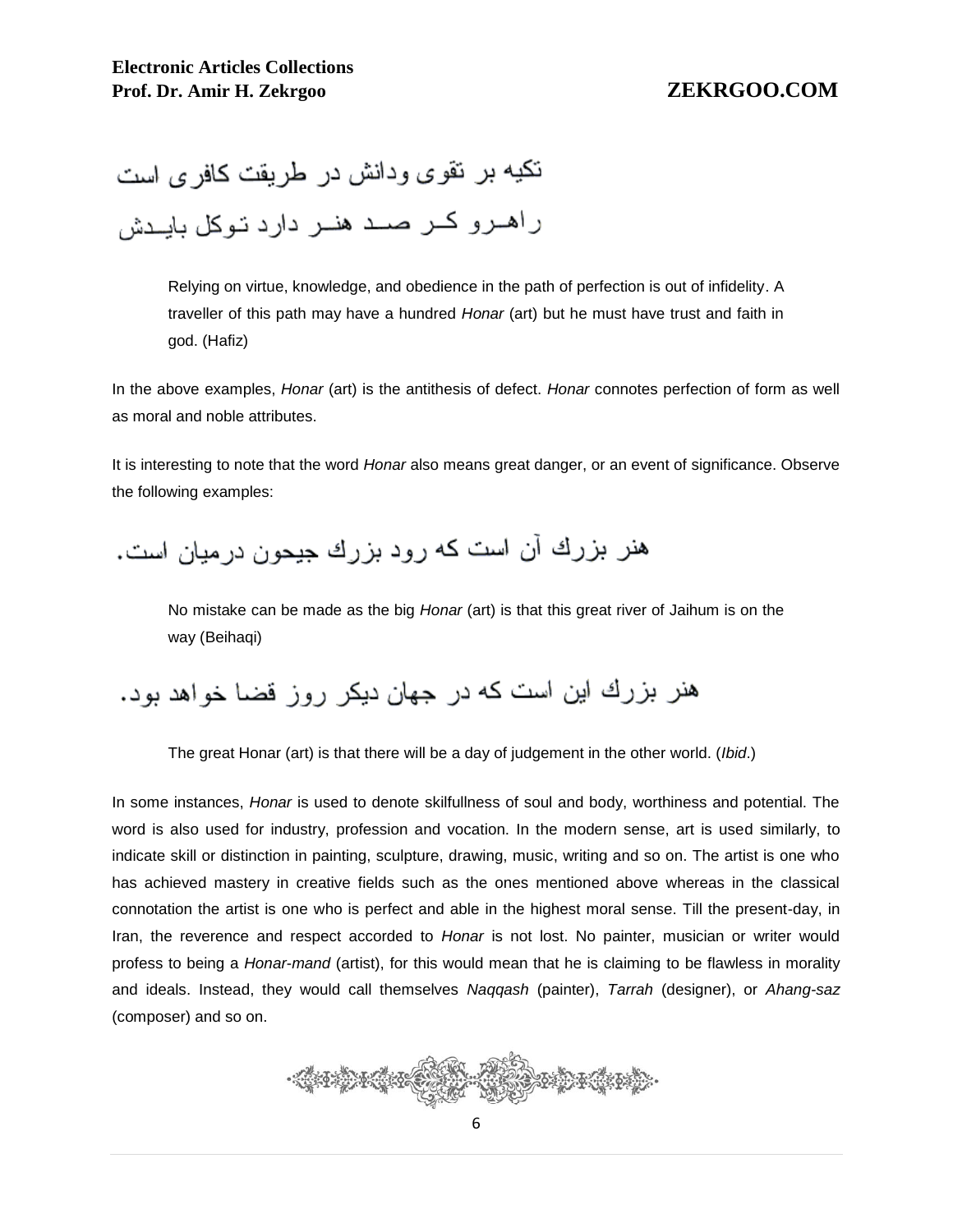تکیه بر تقوی ودانش در طریقت کافری است

راهـرو کـر صـد هنـر دارد تـوکل بایـدش

> Relying on virtue, knowledge, and obedience in the path of perfection is out of infidelity. A traveller of this path may have a hundred *Honar* (art) but he must have trust and faith in god. (Hafiz)

In the above examples, *Honar* (art) is the antithesis of defect. *Honar* connotes perfection of form as well as moral and noble attributes.

It is interesting to note that the word *Honar* also means great danger, or an event of significance. Observe the following examples:

هنر بزرك آن است که رود بزرك جیحون درمیان است.

> No mistake can be made as the big *Honar* (art) is that this great river of Jaihum is on the way (Beihaqi)

هنر بزرك این است که در جهان دیکر روز قضا خواهد بود.

> The great Honar (art) is that there will be a day of judgement in the other world. (*Ibid*.)

In some instances, *Honar* is used to denote skilfullness of soul and body, worthiness and potential. The word is also used for industry, profession and vocation. In the modern sense, art is used similarly, to indicate skill or distinction in painting, sculpture, drawing, music, writing and so on. The artist is one who has achieved mastery in creative fields such as the ones mentioned above whereas in the classical connotation the artist is one who is perfect and able in the highest moral sense. Till the present-day, in Iran, the reverence and respect accorded to *Honar* is not lost. No painter, musician or writer would profess to being a *Honar-mand* (artist), for this would mean that he is claiming to be flawless in morality and ideals. Instead, they would call themselves *Naqqash* (painter), *Tarrah* (designer), or *Ahang-saz* (composer) and so on.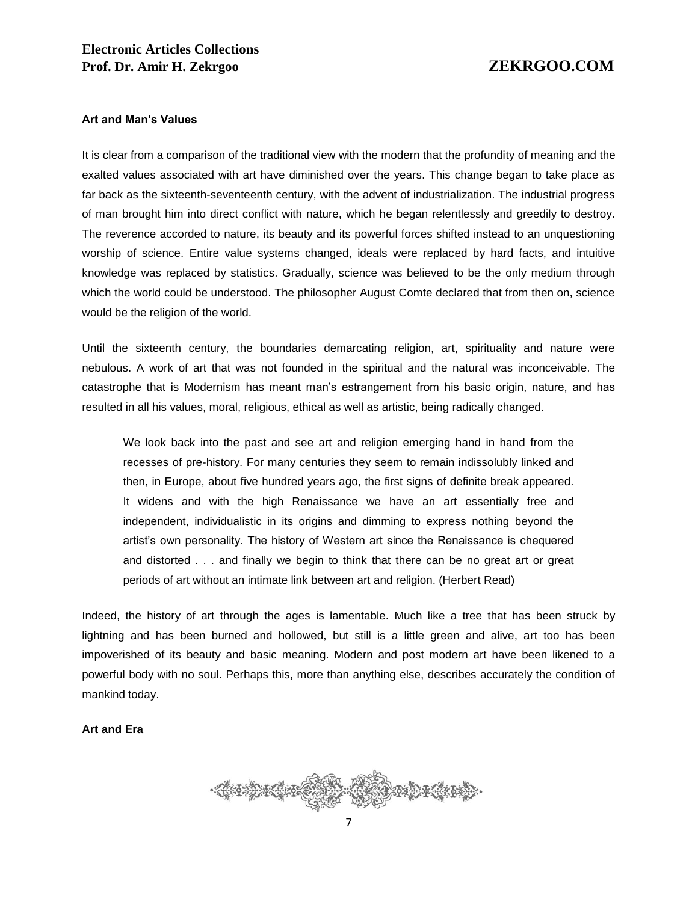**Art and Man's Values**

It is clear from a comparison of the traditional view with the modern that the profundity of meaning and the exalted values associated with art have diminished over the years. This change began to take place as far back as the sixteenth-seventeenth century, with the advent of industrialization. The industrial progress of man brought him into direct conflict with nature, which he began relentlessly and greedily to destroy. The reverence accorded to nature, its beauty and its powerful forces shifted instead to an unquestioning worship of science. Entire value systems changed, ideals were replaced by hard facts, and intuitive knowledge was replaced by statistics. Gradually, science was believed to be the only medium through which the world could be understood. The philosopher August Comte declared that from then on, science would be the religion of the world.

Until the sixteenth century, the boundaries demarcating religion, art, spirituality and nature were nebulous. A work of art that was not founded in the spiritual and the natural was inconceivable. The catastrophe that is Modernism has meant man's estrangement from his basic origin, nature, and has resulted in all his values, moral, religious, ethical as well as artistic, being radically changed.

> We look back into the past and see art and religion emerging hand in hand from the recesses of pre-history. For many centuries they seem to remain indissolubly linked and then, in Europe, about five hundred years ago, the first signs of definite break appeared. It widens and with the high Renaissance we have an art essentially free and independent, individualistic in its origins and dimming to express nothing beyond the artist's own personality. The history of Western art since the Renaissance is chequered and distorted . . . and finally we begin to think that there can be no great art or great periods of art without an intimate link between art and religion. (Herbert Read)

Indeed, the history of art through the ages is lamentable. Much like a tree that has been struck by lightning and has been burned and hollowed, but still is a little green and alive, art too has been impoverished of its beauty and basic meaning. Modern and post modern art have been likened to a powerful body with no soul. Perhaps this, more than anything else, describes accurately the condition of mankind today.

**Art and Era**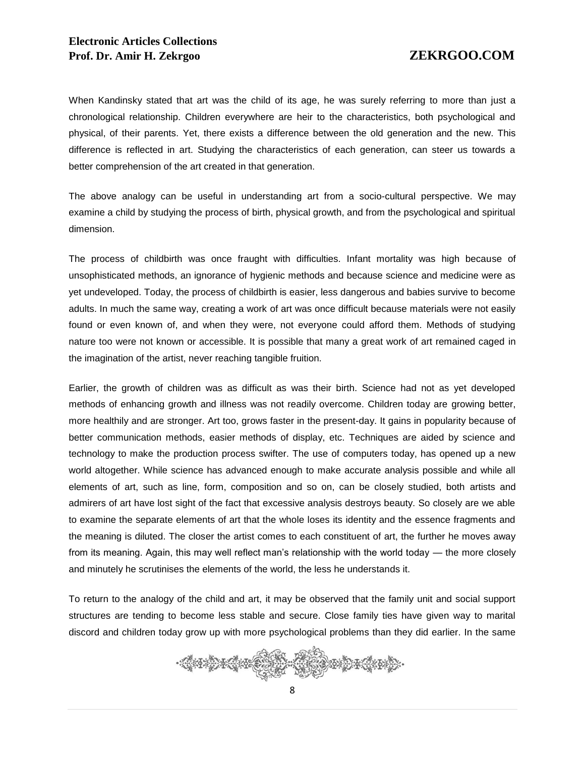When Kandinsky stated that art was the child of its age, he was surely referring to more than just a chronological relationship. Children everywhere are heir to the characteristics, both psychological and physical, of their parents. Yet, there exists a difference between the old generation and the new. This difference is reflected in art. Studying the characteristics of each generation, can steer us towards a better comprehension of the art created in that generation.

The above analogy can be useful in understanding art from a socio-cultural perspective. We may examine a child by studying the process of birth, physical growth, and from the psychological and spiritual dimension.

The process of childbirth was once fraught with difficulties. Infant mortality was high because of unsophisticated methods, an ignorance of hygienic methods and because science and medicine were as yet undeveloped. Today, the process of childbirth is easier, less dangerous and babies survive to become adults. In much the same way, creating a work of art was once difficult because materials were not easily found or even known of, and when they were, not everyone could afford them. Methods of studying nature too were not known or accessible. It is possible that many a great work of art remained caged in the imagination of the artist, never reaching tangible fruition.

Earlier, the growth of children was as difficult as was their birth. Science had not as yet developed methods of enhancing growth and illness was not readily overcome. Children today are growing better, more healthily and are stronger. Art too, grows faster in the present-day. It gains in popularity because of better communication methods, easier methods of display, etc. Techniques are aided by science and technology to make the production process swifter. The use of computers today, has opened up a new world altogether. While science has advanced enough to make accurate analysis possible and while all elements of art, such as line, form, composition and so on, can be closely studied, both artists and admirers of art have lost sight of the fact that excessive analysis destroys beauty. So closely are we able to examine the separate elements of art that the whole loses its identity and the essence fragments and the meaning is diluted. The closer the artist comes to each constituent of art, the further he moves away from its meaning. Again, this may well reflect man's relationship with the world today — the more closely and minutely he scrutinises the elements of the world, the less he understands it.

To return to the analogy of the child and art, it may be observed that the family unit and social support structures are tending to become less stable and secure. Close family ties have given way to marital discord and children today grow up with more psychological problems than they did earlier. In the same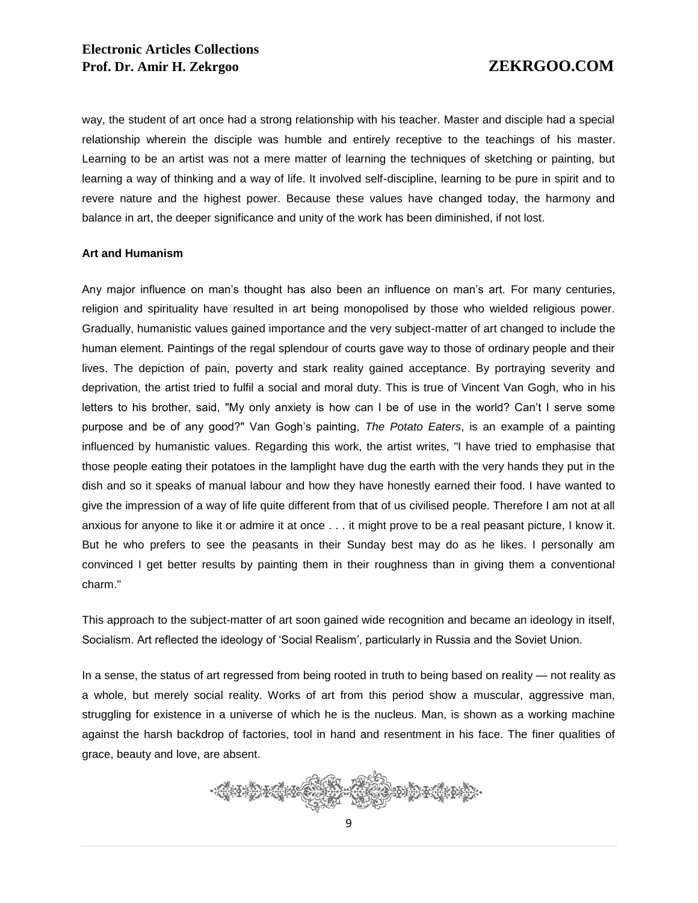way, the student of art once had a strong relationship with his teacher. Master and disciple had a special relationship wherein the disciple was humble and entirely receptive to the teachings of his master. Learning to be an artist was not a mere matter of learning the techniques of sketching or painting, but learning a way of thinking and a way of life. It involved self-discipline, learning to be pure in spirit and to revere nature and the highest power. Because these values have changed today, the harmony and balance in art, the deeper significance and unity of the work has been diminished, if not lost.

**Art and Humanism**

Any major influence on man's thought has also been an influence on man's art. For many centuries, religion and spirituality have resulted in art being monopolised by those who wielded religious power. Gradually, humanistic values gained importance and the very subject-matter of art changed to include the human element. Paintings of the regal splendour of courts gave way to those of ordinary people and their lives. The depiction of pain, poverty and stark reality gained acceptance. By portraying severity and deprivation, the artist tried to fulfil a social and moral duty. This is true of Vincent Van Gogh, who in his letters to his brother, said, "My only anxiety is how can I be of use in the world? Can't I serve some purpose and be of any good?" Van Gogh's painting, *The Potato Eaters*, is an example of a painting influenced by humanistic values. Regarding this work, the artist writes, "I have tried to emphasise that those people eating their potatoes in the lamplight have dug the earth with the very hands they put in the dish and so it speaks of manual labour and how they have honestly earned their food. I have wanted to give the impression of a way of life quite different from that of us civilised people. Therefore I am not at all anxious for anyone to like it or admire it at once . . . it might prove to be a real peasant picture, I know it. But he who prefers to see the peasants in their Sunday best may do as he likes. I personally am convinced I get better results by painting them in their roughness than in giving them a conventional charm."

This approach to the subject-matter of art soon gained wide recognition and became an ideology in itself, Socialism. Art reflected the ideology of 'Social Realism', particularly in Russia and the Soviet Union.

In a sense, the status of art regressed from being rooted in truth to being based on reality — not reality as a whole, but merely social reality. Works of art from this period show a muscular, aggressive man, struggling for existence in a universe of which he is the nucleus. Man, is shown as a working machine against the harsh backdrop of factories, tool in hand and resentment in his face. The finer qualities of grace, beauty and love, are absent.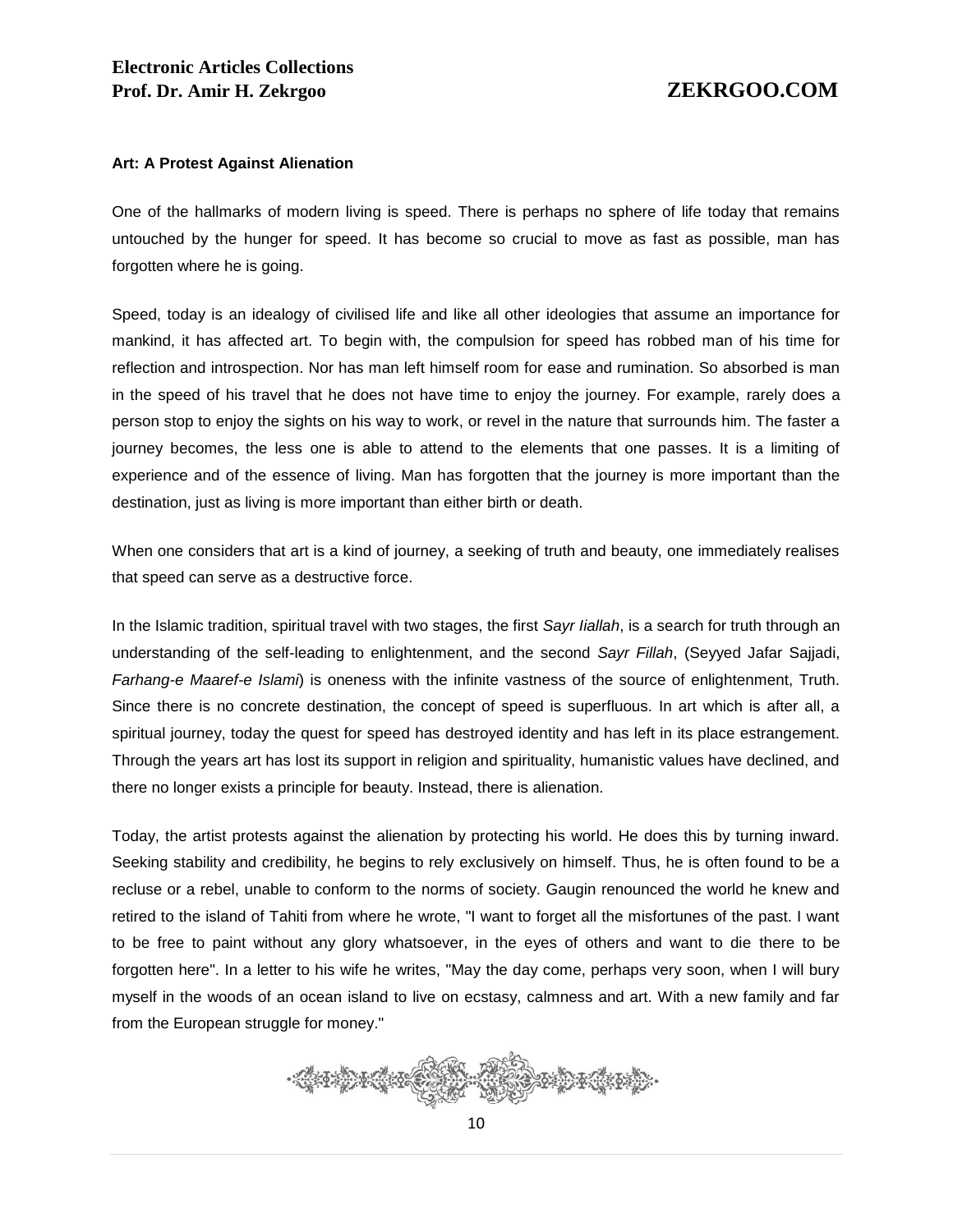### Art: A Protest Against Alienation

One of the hallmarks of modern living is speed. There is perhaps no sphere of life today that remains untouched by the hunger for speed. It has become so crucial to move as fast as possible, man has forgotten where he is going.

Speed, today is an idealogy of civilised life and like all other ideologies that assume an importance for mankind, it has affected art. To begin with, the compulsion for speed has robbed man of his time for reflection and introspection. Nor has man left himself room for ease and rumination. So absorbed is man in the speed of his travel that he does not have time to enjoy the journey. For example, rarely does a person stop to enjoy the sights on his way to work, or revel in the nature that surrounds him. The faster a journey becomes, the less one is able to attend to the elements that one passes. It is a limiting of experience and of the essence of living. Man has forgotten that the journey is more important than the destination, just as living is more important than either birth or death.

When one considers that art is a kind of journey, a seeking of truth and beauty, one immediately realises that speed can serve as a destructive force.

In the Islamic tradition, spiritual travel with two stages, the first *Sayr Iiallah*, is a search for truth through an understanding of the self-leading to enlightenment, and the second *Sayr Fillah*, (Seyyed Jafar Sajjadi, *Farhang-e Maaref-e Islami*) is oneness with the infinite vastness of the source of enlightenment, Truth. Since there is no concrete destination, the concept of speed is superfluous. In art which is after all, a spiritual journey, today the quest for speed has destroyed identity and has left in its place estrangement. Through the years art has lost its support in religion and spirituality, humanistic values have declined, and there no longer exists a principle for beauty. Instead, there is alienation.

Today, the artist protests against the alienation by protecting his world. He does this by turning inward. Seeking stability and credibility, he begins to rely exclusively on himself. Thus, he is often found to be a recluse or a rebel, unable to conform to the norms of society. Gaugin renounced the world he knew and retired to the island of Tahiti from where he wrote, "I want to forget all the misfortunes of the past. I want to be free to paint without any glory whatsoever, in the eyes of others and want to die there to be forgotten here". In a letter to his wife he writes, "May the day come, perhaps very soon, when I will bury myself in the woods of an ocean island to live on ecstasy, calmness and art. With a new family and far from the European struggle for money."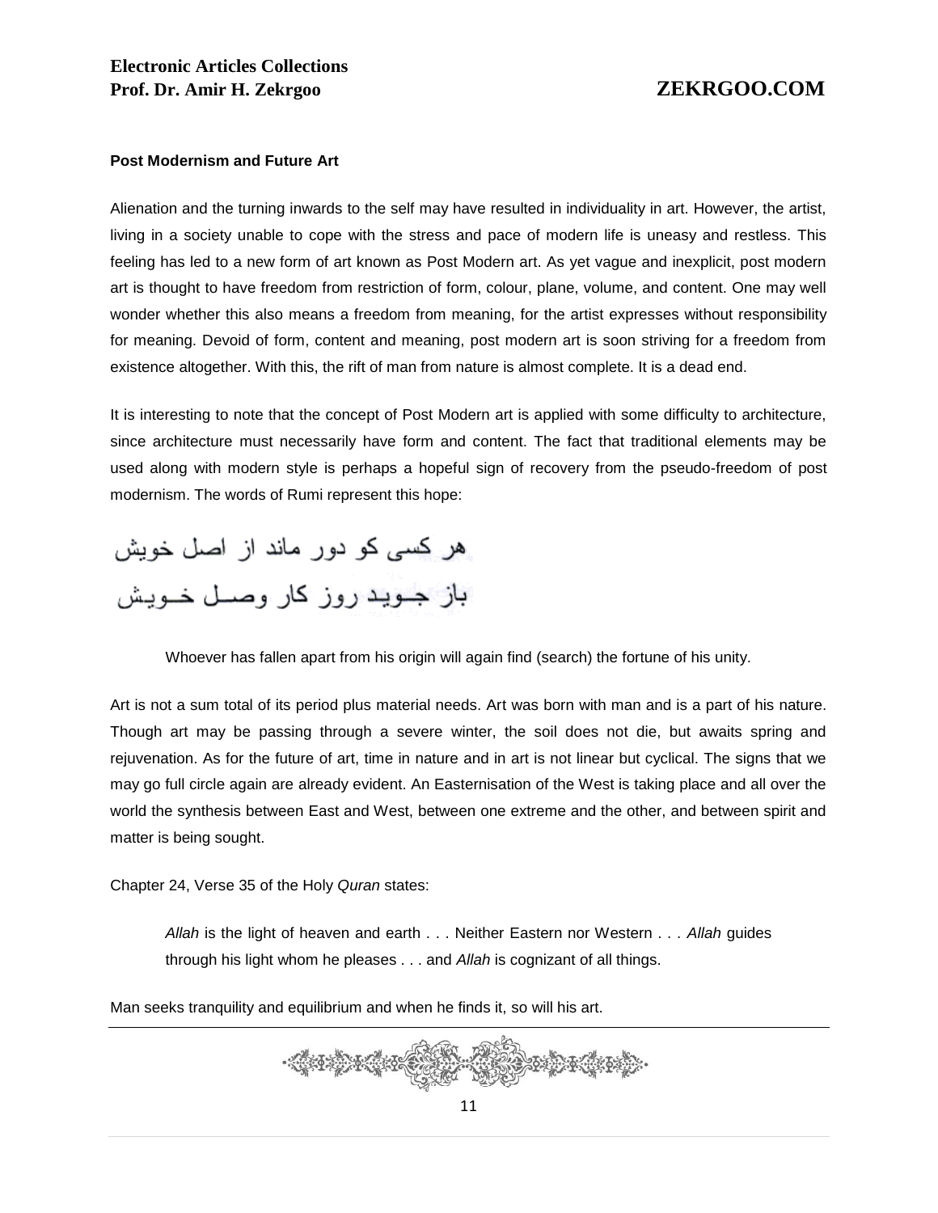**Post Modernism and Future Art**

Alienation and the turning inwards to the self may have resulted in individuality in art. However, the artist, living in a society unable to cope with the stress and pace of modern life is uneasy and restless. This feeling has led to a new form of art known as Post Modern art. As yet vague and inexplicit, post modern art is thought to have freedom from restriction of form, colour, plane, volume, and content. One may well wonder whether this also means a freedom from meaning, for the artist expresses without responsibility for meaning. Devoid of form, content and meaning, post modern art is soon striving for a freedom from existence altogether. With this, the rift of man from nature is almost complete. It is a dead end.

It is interesting to note that the concept of Post Modern art is applied with some difficulty to architecture, since architecture must necessarily have form and content. The fact that traditional elements may be used along with modern style is perhaps a hopeful sign of recovery from the pseudo-freedom of post modernism. The words of Rumi represent this hope:

هر کسی کو دور ماند از اصل خویش

باز جوید روز کار وصل خویش

Whoever has fallen apart from his origin will again find (search) the fortune of his unity.

Art is not a sum total of its period plus material needs. Art was born with man and is a part of his nature. Though art may be passing through a severe winter, the soil does not die, but awaits spring and rejuvenation. As for the future of art, time in nature and in art is not linear but cyclical. The signs that we may go full circle again are already evident. An Easternisation of the West is taking place and all over the world the synthesis between East and West, between one extreme and the other, and between spirit and matter is being sought.

Chapter 24, Verse 35 of the Holy *Quran* states:

> *Allah* is the light of heaven and earth . . . Neither Eastern nor Western . . . *Allah* guides through his light whom he pleases . . . and *Allah* is cognizant of all things.

Man seeks tranquility and equilibrium and when he finds it, so will his art.